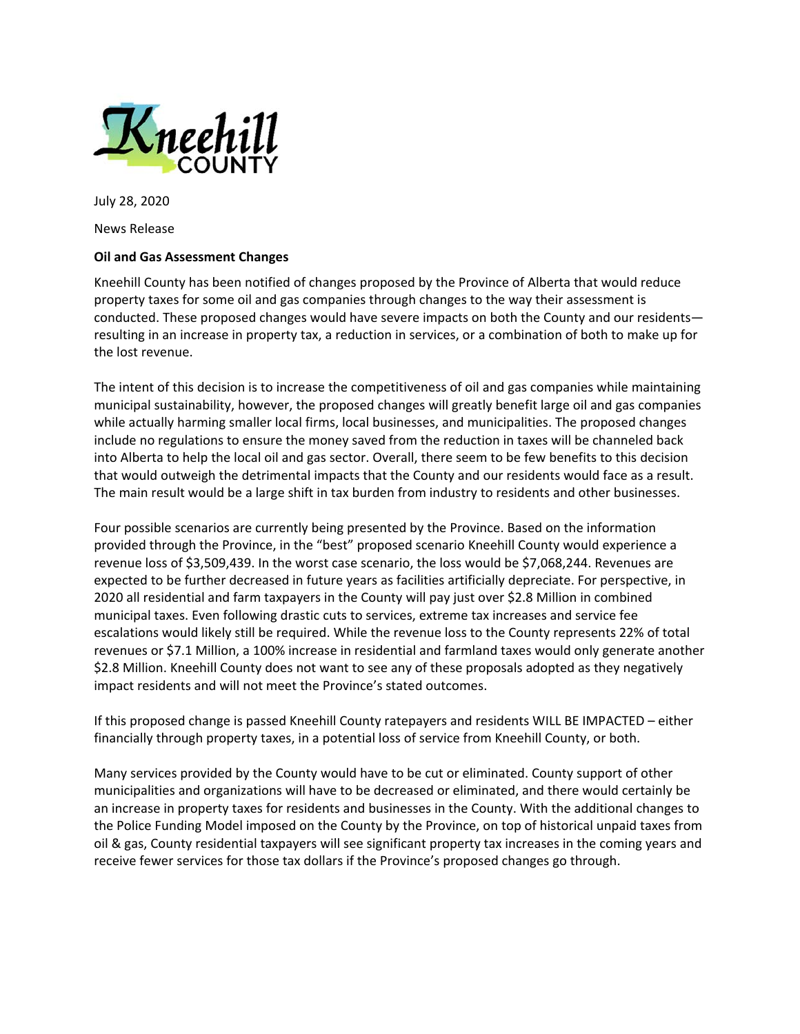Kneehill COUNTY

July 28, 2020

News Release

**Oil and Gas Assessment Changes**

Kneehill County has been notified of changes proposed by the Province of Alberta that would reduce property taxes for some oil and gas companies through changes to the way their assessment is conducted. These proposed changes would have severe impacts on both the County and our residents—resulting in an increase in property tax, a reduction in services, or a combination of both to make up for the lost revenue.

The intent of this decision is to increase the competitiveness of oil and gas companies while maintaining municipal sustainability, however, the proposed changes will greatly benefit large oil and gas companies while actually harming smaller local firms, local businesses, and municipalities. The proposed changes include no regulations to ensure the money saved from the reduction in taxes will be channeled back into Alberta to help the local oil and gas sector. Overall, there seem to be few benefits to this decision that would outweigh the detrimental impacts that the County and our residents would face as a result. The main result would be a large shift in tax burden from industry to residents and other businesses.

Four possible scenarios are currently being presented by the Province. Based on the information provided through the Province, in the "best" proposed scenario Kneehill County would experience a revenue loss of $3,509,439. In the worst case scenario, the loss would be $7,068,244. Revenues are expected to be further decreased in future years as facilities artificially depreciate. For perspective, in 2020 all residential and farm taxpayers in the County will pay just over $2.8 Million in combined municipal taxes. Even following drastic cuts to services, extreme tax increases and service fee escalations would likely still be required. While the revenue loss to the County represents 22% of total revenues or $7.1 Million, a 100% increase in residential and farmland taxes would only generate another $2.8 Million. Kneehill County does not want to see any of these proposals adopted as they negatively impact residents and will not meet the Province's stated outcomes.

If this proposed change is passed Kneehill County ratepayers and residents WILL BE IMPACTED – either financially through property taxes, in a potential loss of service from Kneehill County, or both.

Many services provided by the County would have to be cut or eliminated. County support of other municipalities and organizations will have to be decreased or eliminated, and there would certainly be an increase in property taxes for residents and businesses in the County. With the additional changes to the Police Funding Model imposed on the County by the Province, on top of historical unpaid taxes from oil & gas, County residential taxpayers will see significant property tax increases in the coming years and receive fewer services for those tax dollars if the Province's proposed changes go through.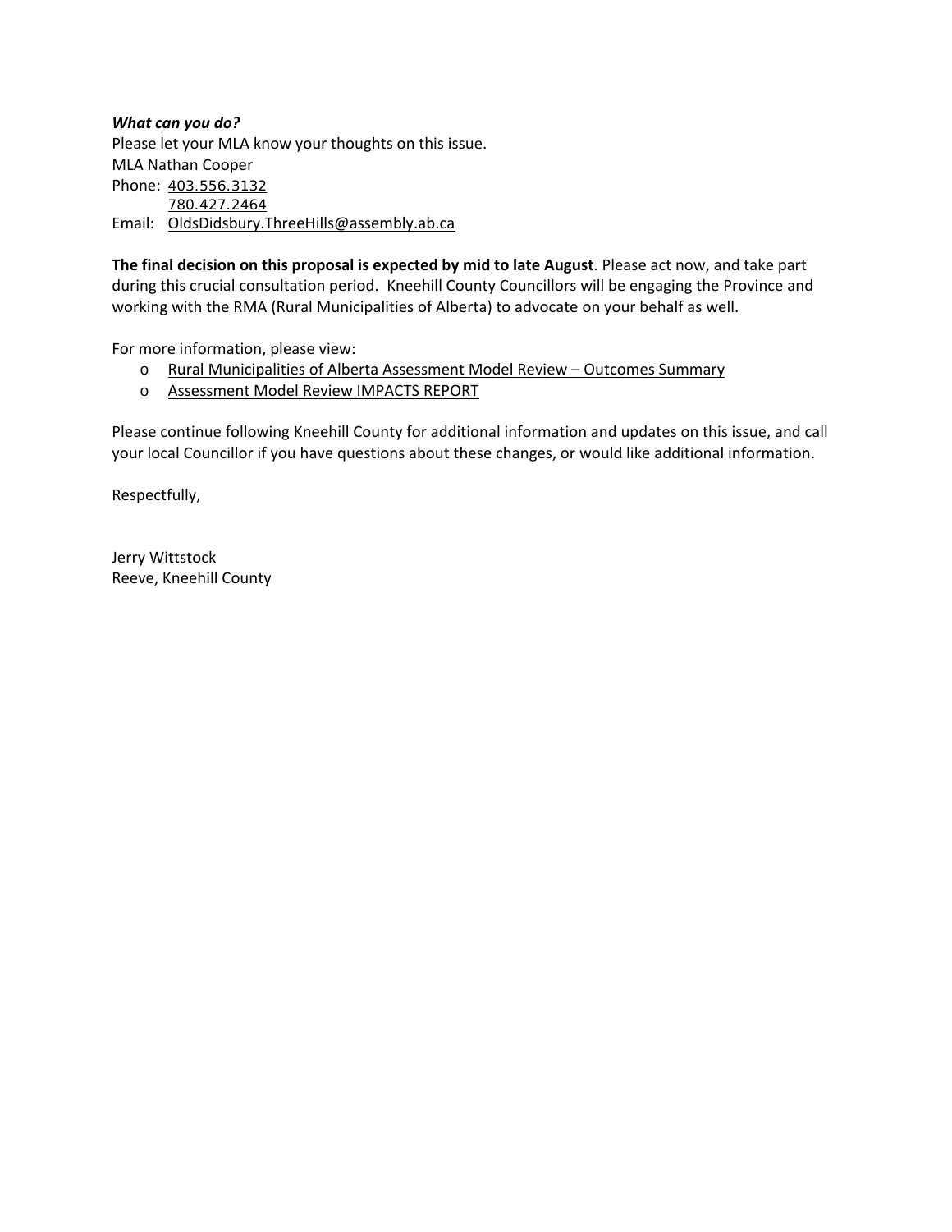***What can you do?***

Please let your MLA know your thoughts on this issue.

MLA Nathan Cooper

Phone: 403.556.3132
780.427.2464

Email: OldsDidsbury.ThreeHills@assembly.ab.ca

**The final decision on this proposal is expected by mid to late August**. Please act now, and take part during this crucial consultation period. Kneehill County Councillors will be engaging the Province and working with the RMA (Rural Municipalities of Alberta) to advocate on your behalf as well.

For more information, please view:

- Rural Municipalities of Alberta Assessment Model Review – Outcomes Summary
- Assessment Model Review IMPACTS REPORT

Please continue following Kneehill County for additional information and updates on this issue, and call your local Councillor if you have questions about these changes, or would like additional information.

Respectfully,

Jerry Wittstock
Reeve, Kneehill County